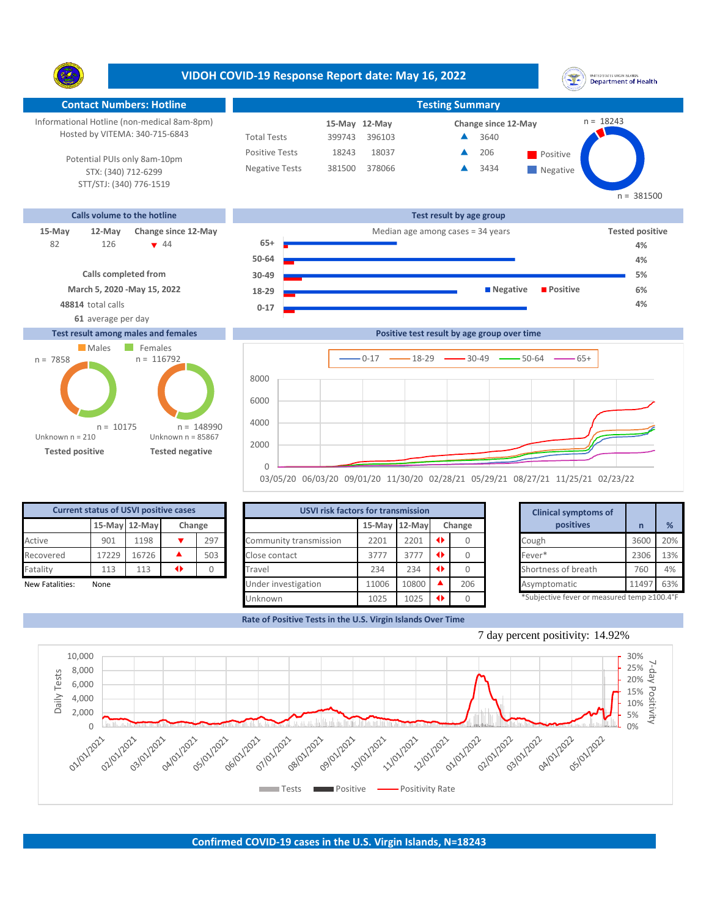# VIDOH COVID-19 Response Report date: May 16, 2022

## Contact Numbers: Hotline

Informational Hotline (non-medical 8am-8pm)
Hosted by VITEMA: 340-715-6843

Potential PUIs only 8am-10pm
STX: (340) 712-6299
STT/STJ: (340) 776-1519

## Testing Summary

| | 15-May | 12-May | Change since 12-May |
|---|---|---|---|
| Total Tests | 399743 | 396103 | ▲ 3640 |
| Positive Tests | 18243 | 18037 | ▲ 206 |
| Negative Tests | 381500 | 378066 | ▲ 3434 |

n = 18243 Positive
n = 381500 Negative

## Calls volume to the hotline

| 15-May | 12-May | Change since 12-May |
|---|---|---|
| 82 | 126 | ▼ 44 |

**Calls completed from**
**March 5, 2020 -May 15, 2022**
**48814** total calls
**61** average per day

## Test result by age group

Median age among cases = 34 years

| Age group | Tested positive |
|---|---|
| 65+ | 4% |
| 50-64 | 4% |
| 30-49 | 5% |
| 18-29 | 6% |
| 0-17 | 4% |

## Test result among males and females

| | Males | Females |
|---|---|---|
| Tested positive | n = 7858 | n = 10175 |
| Tested negative | n = 116792 | n = 148990 |

Tested positive: Unknown n = 210
Tested negative: Unknown n = 85867

## Positive test result by age group over time

Legend: 0-17, 18-29, 30-49, 50-64, 65+
X-axis: 03/05/20, 06/03/20, 09/01/20, 11/30/20, 02/28/21, 05/29/21, 08/27/21, 11/25/21, 02/23/22

## Current status of USVI positive cases

| | 15-May | 12-May | Change | |
|---|---|---|---|---|
| Active | 901 | 1198 | ▼ | 297 |
| Recovered | 17229 | 16726 | ▲ | 503 |
| Fatality | 113 | 113 | ◆ | 0 |

New Fatalities: None

## USVI risk factors for transmission

| | 15-May | 12-May | Change | |
|---|---|---|---|---|
| Community transmission | 2201 | 2201 | ◆ | 0 |
| Close contact | 3777 | 3777 | ◆ | 0 |
| Travel | 234 | 234 | ◆ | 0 |
| Under investigation | 11006 | 10800 | ▲ | 206 |
| Unknown | 1025 | 1025 | ◆ | 0 |

## Clinical symptoms of positives

| | n | % |
|---|---|---|
| Cough | 3600 | 20% |
| Fever* | 2306 | 13% |
| Shortness of breath | 760 | 4% |
| Asymptomatic | 11497 | 63% |

*Subjective fever or measured temp ≥100.4°F

## Rate of Positive Tests in the U.S. Virgin Islands Over Time

7 day percent positivity: 14.92%

Legend: Tests, Positive, Positivity Rate

## Confirmed COVID-19 cases in the U.S. Virgin Islands, N=18243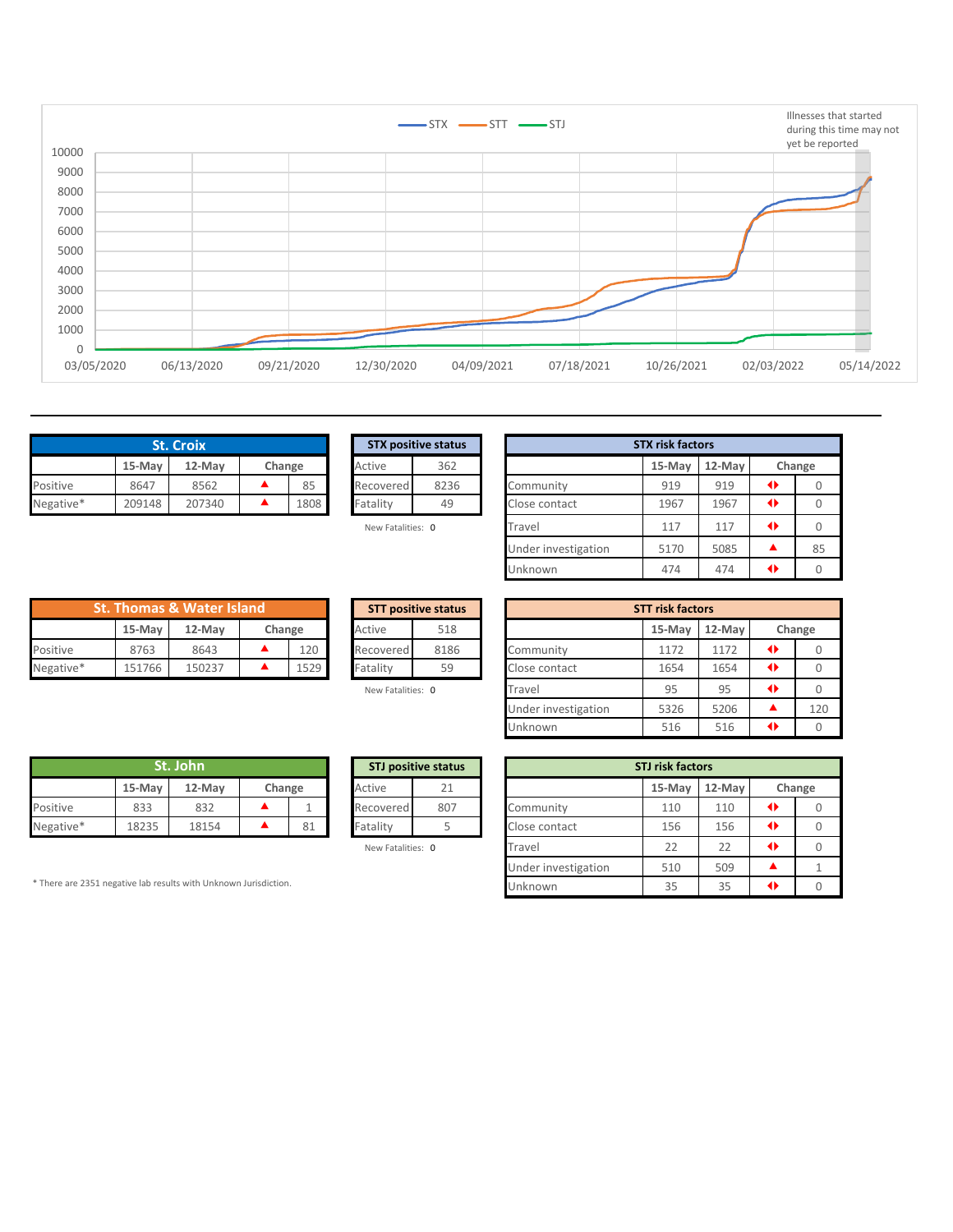STX STT STJ

Illnesses that started during this time may not yet be reported

10000
9000
8000
7000
6000
5000
4000
3000
2000
1000
0

03/05/2020 06/13/2020 09/21/2020 12/30/2020 04/09/2021 07/18/2021 10/26/2021 02/03/2022 05/14/2022

| St. Croix | | | | |
|---|---|---|---|---|
| | 15-May | 12-May | Change | |
| Positive | 8647 | 8562 | ▲ | 85 |
| Negative* | 209148 | 207340 | ▲ | 1808 |

| STX positive status | |
|---|---|
| Active | 362 |
| Recovered | 8236 |
| Fatality | 49 |

New Fatalities: 0

| STX risk factors | | | | |
|---|---|---|---|---|
| | 15-May | 12-May | Change | |
| Community | 919 | 919 | ◀▶ | 0 |
| Close contact | 1967 | 1967 | ◀▶ | 0 |
| Travel | 117 | 117 | ◀▶ | 0 |
| Under investigation | 5170 | 5085 | ▲ | 85 |
| Unknown | 474 | 474 | ◀▶ | 0 |

| St. Thomas & Water Island | | | | |
|---|---|---|---|---|
| | 15-May | 12-May | Change | |
| Positive | 8763 | 8643 | ▲ | 120 |
| Negative* | 151766 | 150237 | ▲ | 1529 |

| STT positive status | |
|---|---|
| Active | 518 |
| Recovered | 8186 |
| Fatality | 59 |

New Fatalities: 0

| STT risk factors | | | | |
|---|---|---|---|---|
| | 15-May | 12-May | Change | |
| Community | 1172 | 1172 | ◀▶ | 0 |
| Close contact | 1654 | 1654 | ◀▶ | 0 |
| Travel | 95 | 95 | ◀▶ | 0 |
| Under investigation | 5326 | 5206 | ▲ | 120 |
| Unknown | 516 | 516 | ◀▶ | 0 |

| St. John | | | | |
|---|---|---|---|---|
| | 15-May | 12-May | Change | |
| Positive | 833 | 832 | ▲ | 1 |
| Negative* | 18235 | 18154 | ▲ | 81 |

| STJ positive status | |
|---|---|
| Active | 21 |
| Recovered | 807 |
| Fatality | 5 |

New Fatalities: 0

| STJ risk factors | | | | |
|---|---|---|---|---|
| | 15-May | 12-May | Change | |
| Community | 110 | 110 | ◀▶ | 0 |
| Close contact | 156 | 156 | ◀▶ | 0 |
| Travel | 22 | 22 | ◀▶ | 0 |
| Under investigation | 510 | 509 | ▲ | 1 |
| Unknown | 35 | 35 | ◀▶ | 0 |

* There are 2351 negative lab results with Unknown Jurisdiction.